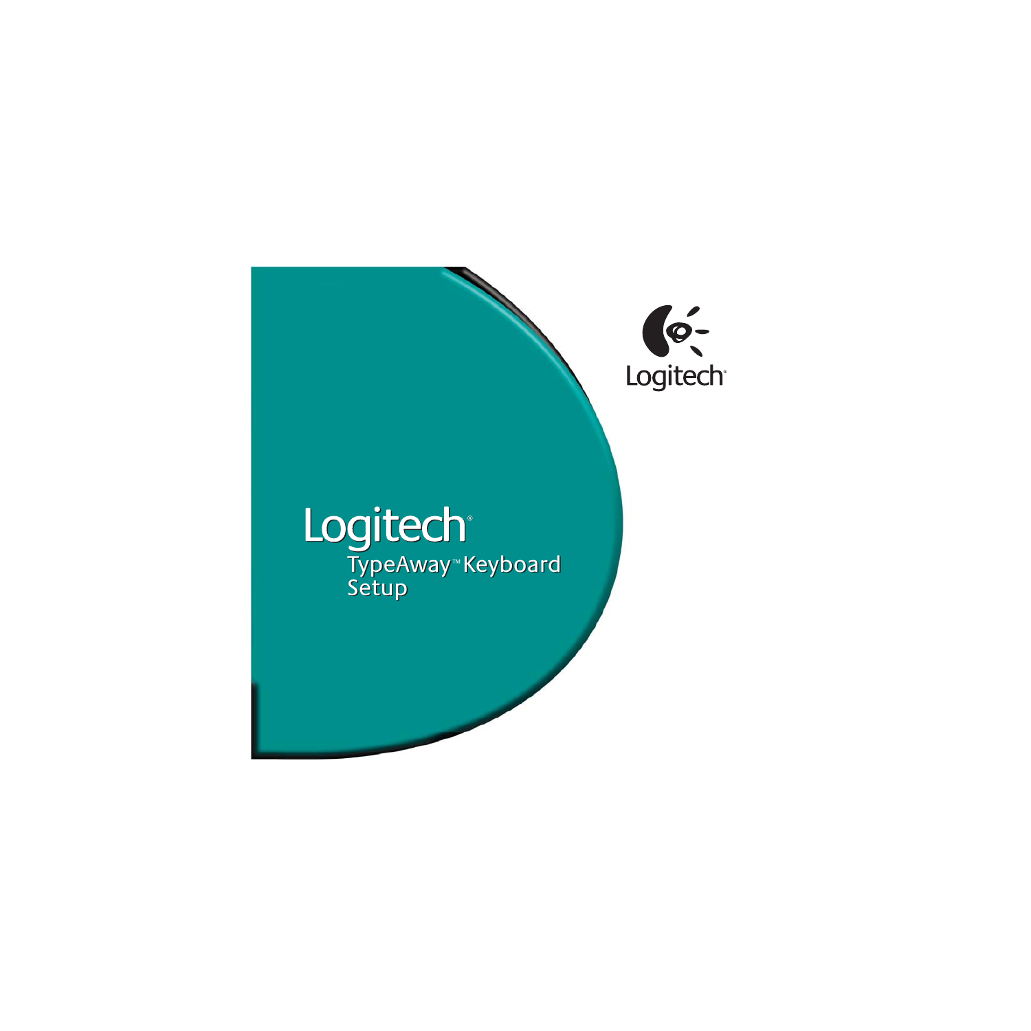Logitech®

# Logitech®

## TypeAway™ Keyboard Setup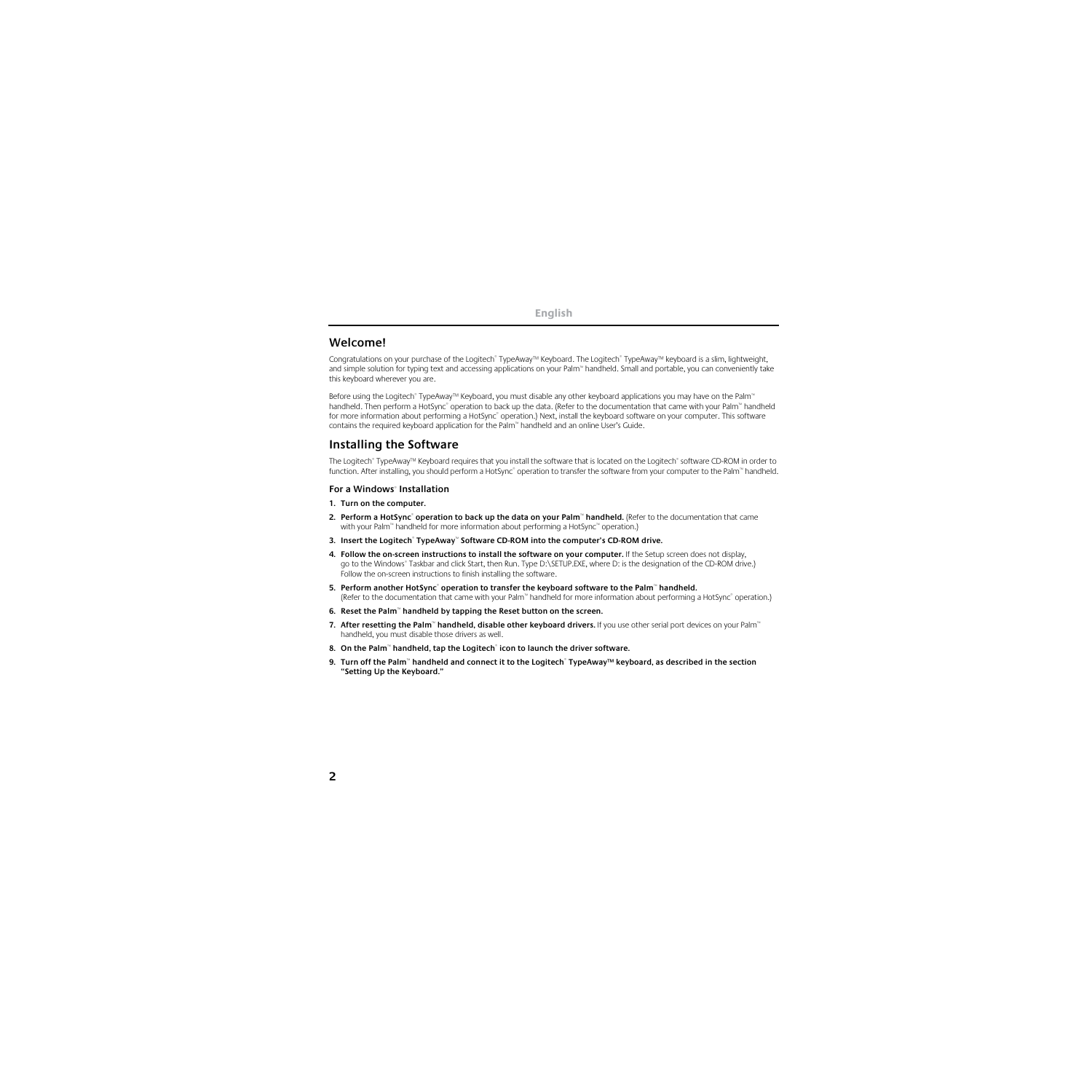English

## Welcome!

Congratulations on your purchase of the Logitech® TypeAway™ Keyboard. The Logitech® TypeAway™ keyboard is a slim, lightweight, and simple solution for typing text and accessing applications on your Palm™ handheld. Small and portable, you can conveniently take this keyboard wherever you are.

Before using the Logitech® TypeAway™ Keyboard, you must disable any other keyboard applications you may have on the Palm™ handheld. Then perform a HotSync® operation to back up the data. (Refer to the documentation that came with your Palm™ handheld for more information about performing a HotSync® operation.) Next, install the keyboard software on your computer. This software contains the required keyboard application for the Palm™ handheld and an online User's Guide.

## Installing the Software

The Logitech® TypeAway™ Keyboard requires that you install the software that is located on the Logitech® software CD-ROM in order to function. After installing, you should perform a HotSync® operation to transfer the software from your computer to the Palm™ handheld.

### For a Windows® Installation

1. **Turn on the computer.**
2. **Perform a HotSync® operation to back up the data on your Palm™ handheld.** (Refer to the documentation that came with your Palm™ handheld for more information about performing a HotSync® operation.)
3. **Insert the Logitech® TypeAway™ Software CD-ROM into the computer's CD-ROM drive.**
4. **Follow the on-screen instructions to install the software on your computer.** If the Setup screen does not display, go to the Windows® Taskbar and click Start, then Run. Type D:\SETUP.EXE, where D: is the designation of the CD-ROM drive.) Follow the on-screen instructions to finish installing the software.
5. **Perform another HotSync® operation to transfer the keyboard software to the Palm™ handheld.** (Refer to the documentation that came with your Palm™ handheld for more information about performing a HotSync® operation.)
6. **Reset the Palm™ handheld by tapping the Reset button on the screen.**
7. **After resetting the Palm™ handheld, disable other keyboard drivers.** If you use other serial port devices on your Palm™ handheld, you must disable those drivers as well.
8. **On the Palm™ handheld, tap the Logitech® icon to launch the driver software.**
9. **Turn off the Palm™ handheld and connect it to the Logitech® TypeAway™ keyboard, as described in the section "Setting Up the Keyboard."**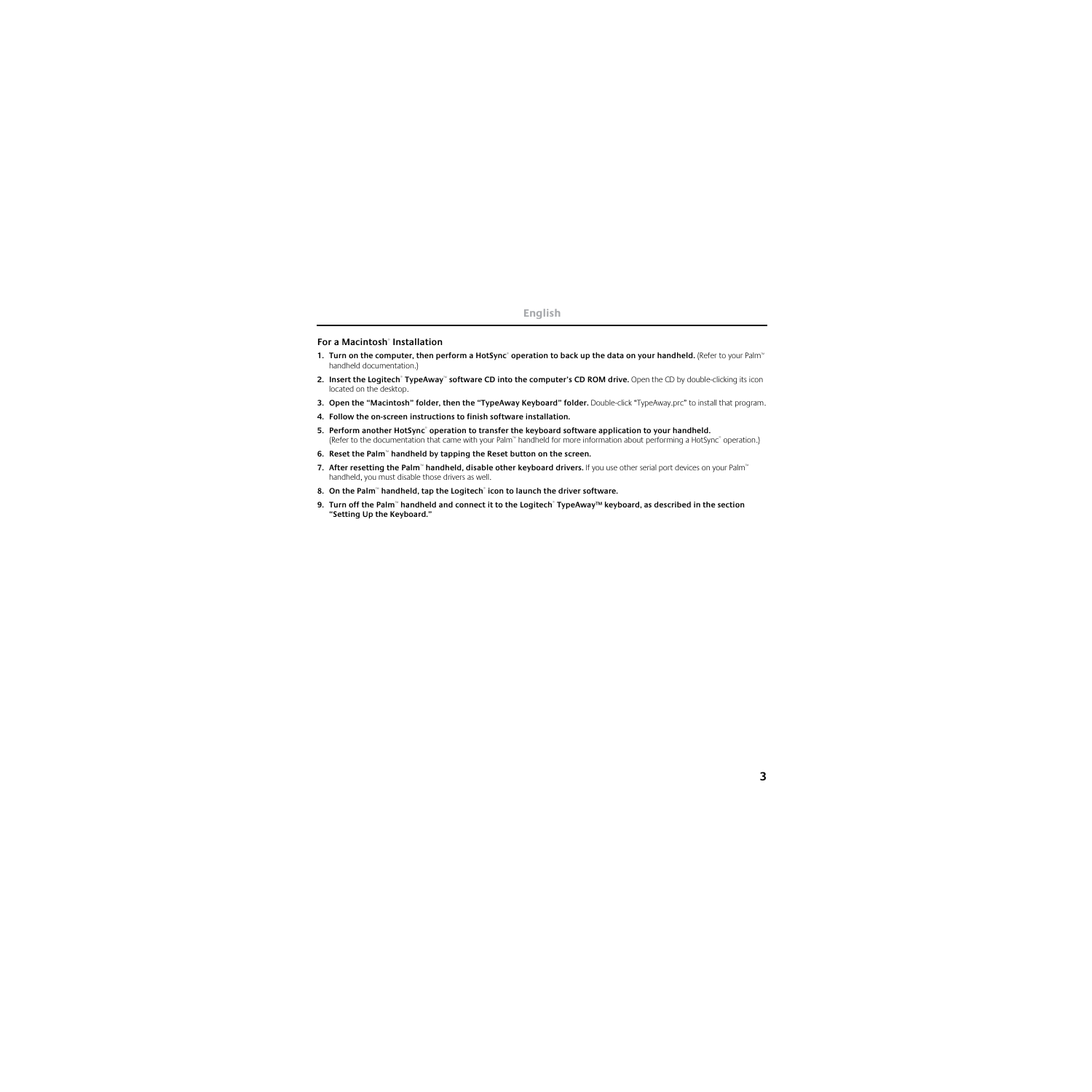## For a Macintosh® Installation

1. **Turn on the computer, then perform a HotSync® operation to back up the data on your handheld.** (Refer to your Palm™ handheld documentation.)
2. **Insert the Logitech® TypeAway™ software CD into the computer's CD ROM drive.** Open the CD by double-clicking its icon located on the desktop.
3. **Open the "Macintosh" folder, then the "TypeAway Keyboard" folder.** Double-click "TypeAway.prc" to install that program.
4. **Follow the on-screen instructions to finish software installation.**
5. **Perform another HotSync® operation to transfer the keyboard software application to your handheld.** (Refer to the documentation that came with your Palm™ handheld for more information about performing a HotSync® operation.)
6. **Reset the Palm™ handheld by tapping the Reset button on the screen.**
7. **After resetting the Palm™ handheld, disable other keyboard drivers.** If you use other serial port devices on your Palm™ handheld, you must disable those drivers as well.
8. **On the Palm™ handheld, tap the Logitech® icon to launch the driver software.**
9. **Turn off the Palm™ handheld and connect it to the Logitech® TypeAway™ keyboard, as described in the section "Setting Up the Keyboard."**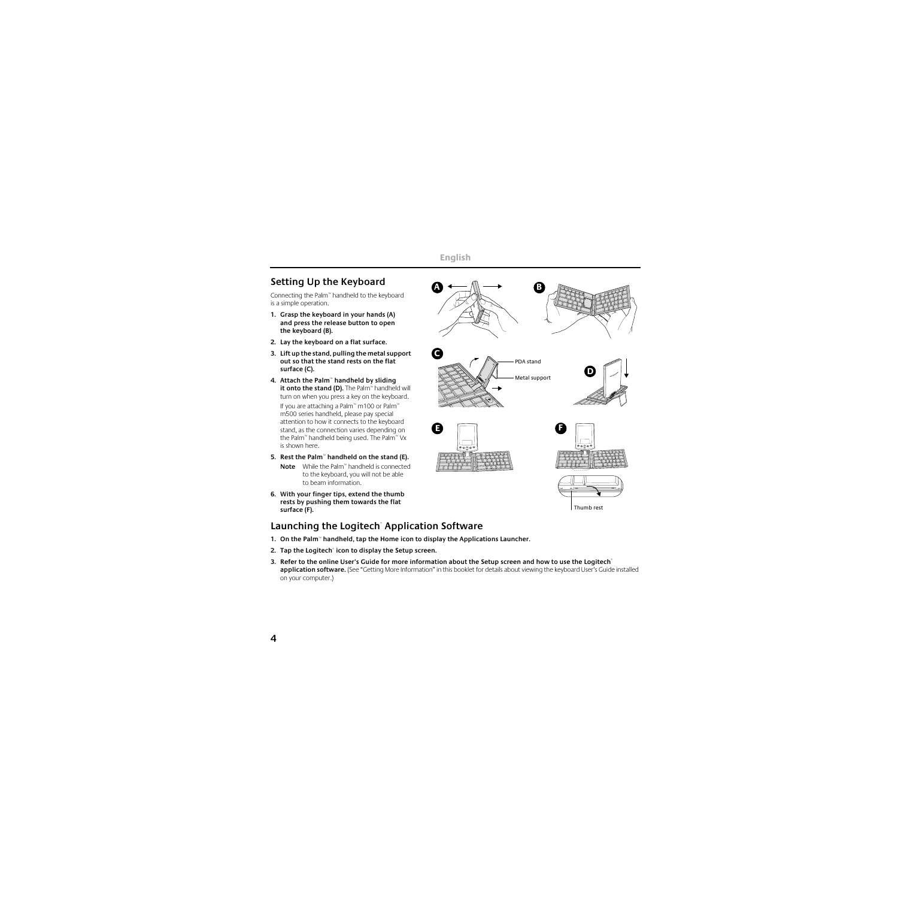## Setting Up the Keyboard

Connecting the Palm™ handheld to the keyboard is a simple operation.

1. **Grasp the keyboard in your hands (A) and press the release button to open the keyboard (B).**
2. **Lay the keyboard on a flat surface.**
3. **Lift up the stand, pulling the metal support out so that the stand rests on the flat surface (C).**
4. **Attach the Palm™ handheld by sliding it onto the stand (D).** The Palm™ handheld will turn on when you press a key on the keyboard.

   If you are attaching a Palm™ m100 or Palm™ m500 series handheld, please pay special attention to how it connects to the keyboard stand, as the connection varies depending on the Palm™ handheld being used. The Palm™ Vx is shown here.
5. **Rest the Palm™ handheld on the stand (E).**

   **Note** While the Palm™ handheld is connected to the keyboard, you will not be able to beam information.
6. **With your finger tips, extend the thumb rests by pushing them towards the flat surface (F).**

PDA stand

Metal support

Thumb rest

## Launching the Logitech® Application Software

1. **On the Palm™ handheld, tap the Home icon to display the Applications Launcher.**
2. **Tap the Logitech® icon to display the Setup screen.**
3. **Refer to the online User's Guide for more information about the Setup screen and how to use the Logitech® application software.** (See "Getting More Information" in this booklet for details about viewing the keyboard User's Guide installed on your computer.)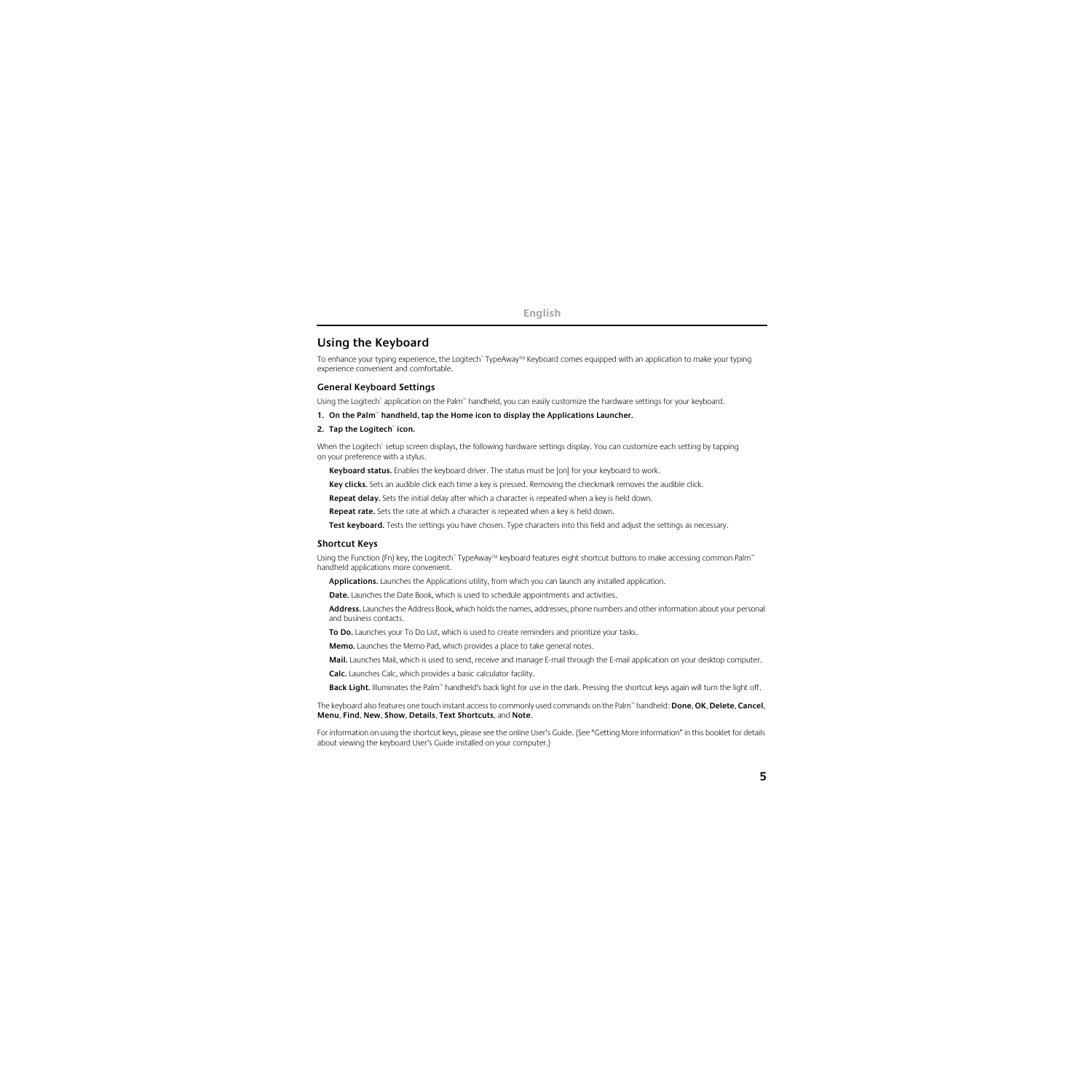## Using the Keyboard

To enhance your typing experience, the Logitech® TypeAway™ Keyboard comes equipped with an application to make your typing experience convenient and comfortable.

### General Keyboard Settings

Using the Logitech® application on the Palm™ handheld, you can easily customize the hardware settings for your keyboard.

**1. On the Palm™ handheld, tap the Home icon to display the Applications Launcher.**

**2. Tap the Logitech® icon.**

When the Logitech® setup screen displays, the following hardware settings display. You can customize each setting by tapping on your preference with a stylus.

**Keyboard status.** Enables the keyboard driver. The status must be [on] for your keyboard to work.

**Key clicks.** Sets an audible click each time a key is pressed. Removing the checkmark removes the audible click.

**Repeat delay.** Sets the initial delay after which a character is repeated when a key is held down.

**Repeat rate.** Sets the rate at which a character is repeated when a key is held down.

**Test keyboard.** Tests the settings you have chosen. Type characters into this field and adjust the settings as necessary.

### Shortcut Keys

Using the Function (Fn) key, the Logitech® TypeAway™ keyboard features eight shortcut buttons to make accessing common Palm™ handheld applications more convenient.

**Applications.** Launches the Applications utility, from which you can launch any installed application.

**Date.** Launches the Date Book, which is used to schedule appointments and activities.

**Address.** Launches the Address Book, which holds the names, addresses, phone numbers and other information about your personal and business contacts.

**To Do.** Launches your To Do List, which is used to create reminders and prioritize your tasks.

**Memo.** Launches the Memo Pad, which provides a place to take general notes.

**Mail.** Launches Mail, which is used to send, receive and manage E-mail through the E-mail application on your desktop computer.

**Calc.** Launches Calc, which provides a basic calculator facility.

**Back Light.** Illuminates the Palm™ handheld's back light for use in the dark. Pressing the shortcut keys again will turn the light off.

The keyboard also features one touch instant access to commonly used commands on the Palm™ handheld: **Done**, **OK**, **Delete**, **Cancel**, **Menu**, **Find**, **New**, **Show**, **Details**, **Text Shortcuts**, and **Note**.

For information on using the shortcut keys, please see the online User's Guide. (See "Getting More Information" in this booklet for details about viewing the keyboard User's Guide installed on your computer.)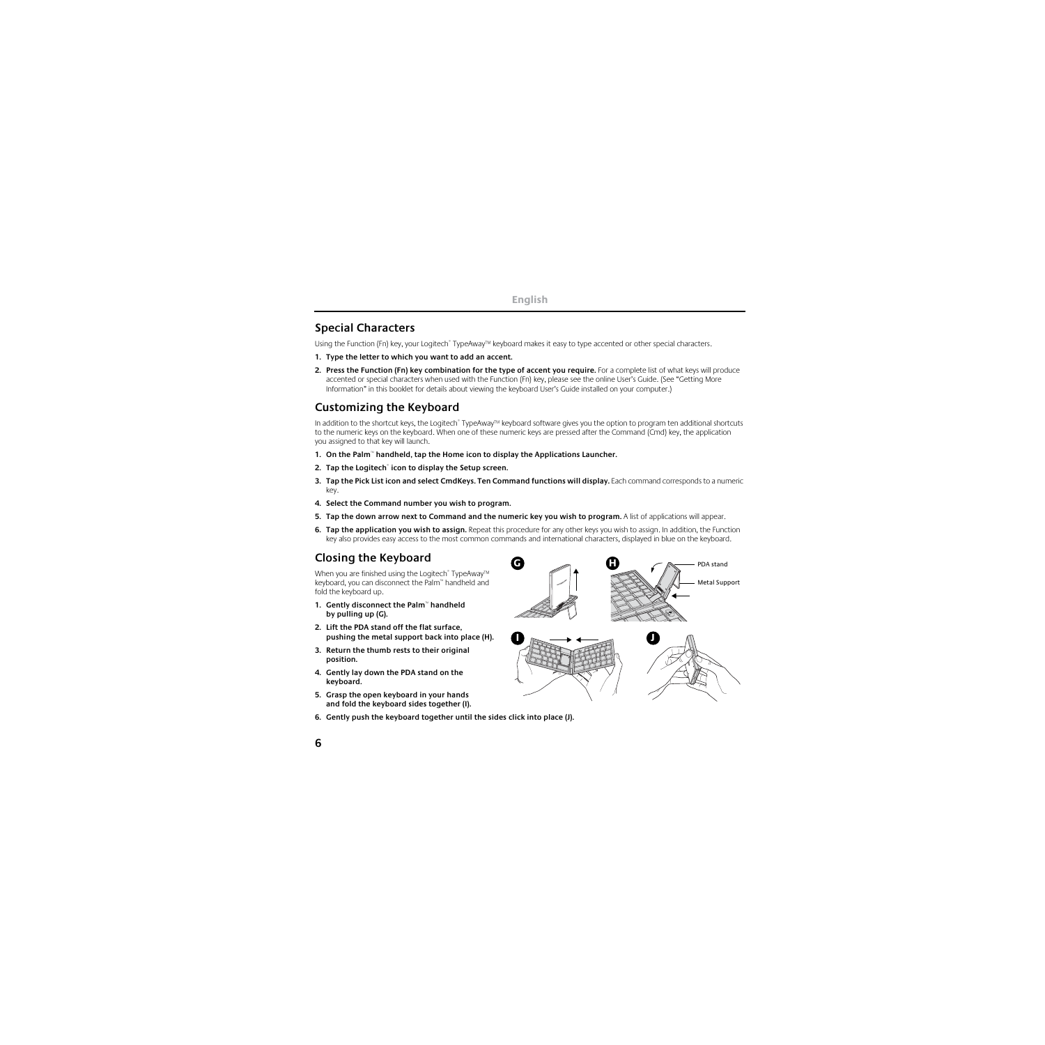## Special Characters

Using the Function (Fn) key, your Logitech® TypeAway™ keyboard makes it easy to type accented or other special characters.

1. **Type the letter to which you want to add an accent.**
2. **Press the Function (Fn) key combination for the type of accent you require.** For a complete list of what keys will produce accented or special characters when used with the Function (Fn) key, please see the online User's Guide. (See "Getting More Information" in this booklet for details about viewing the keyboard User's Guide installed on your computer.)

## Customizing the Keyboard

In addition to the shortcut keys, the Logitech® TypeAway™ keyboard software gives you the option to program ten additional shortcuts to the numeric keys on the keyboard. When one of these numeric keys are pressed after the Command (Cmd) key, the application you assigned to that key will launch.

1. **On the Palm™ handheld, tap the Home icon to display the Applications Launcher.**
2. **Tap the Logitech® icon to display the Setup screen.**
3. **Tap the Pick List icon and select CmdKeys. Ten Command functions will display.** Each command corresponds to a numeric key.
4. **Select the Command number you wish to program.**
5. **Tap the down arrow next to Command and the numeric key you wish to program.** A list of applications will appear.
6. **Tap the application you wish to assign.** Repeat this procedure for any other keys you wish to assign. In addition, the Function key also provides easy access to the most common commands and international characters, displayed in blue on the keyboard.

## Closing the Keyboard

When you are finished using the Logitech® TypeAway™ keyboard, you can disconnect the Palm™ handheld and fold the keyboard up.

1. **Gently disconnect the Palm™ handheld by pulling up (G).**
2. **Lift the PDA stand off the flat surface, pushing the metal support back into place (H).**
3. **Return the thumb rests to their original position.**
4. **Gently lay down the PDA stand on the keyboard.**
5. **Grasp the open keyboard in your hands and fold the keyboard sides together (I).**
6. **Gently push the keyboard together until the sides click into place (J).**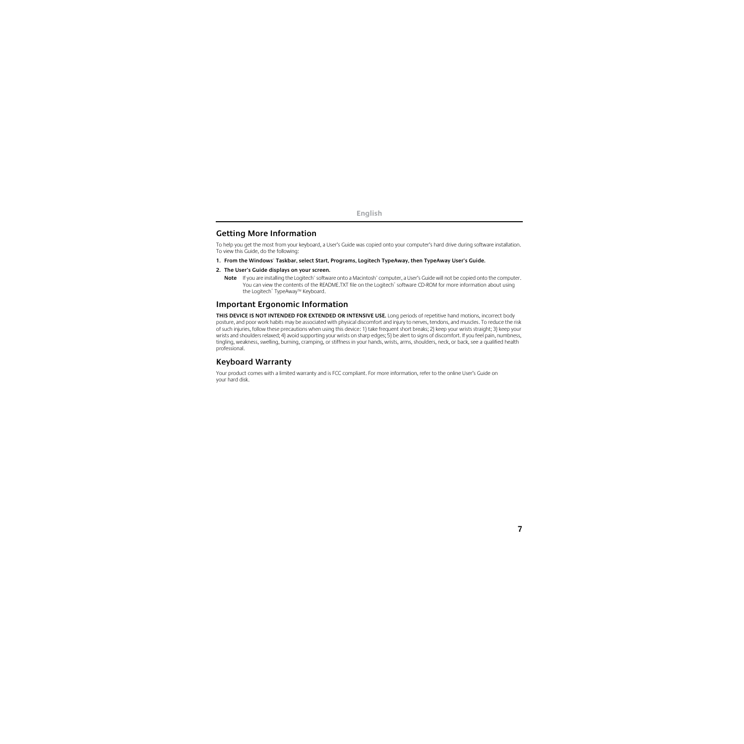## Getting More Information

To help you get the most from your keyboard, a User's Guide was copied onto your computer's hard drive during software installation. To view this Guide, do the following:

1. **From the Windows® Taskbar, select Start, Programs, Logitech TypeAway, then TypeAway User's Guide.**
2. **The User's Guide displays on your screen.**

   **Note** If you are installing the Logitech® software onto a Macintosh® computer, a User's Guide will not be copied onto the computer. You can view the contents of the README.TXT file on the Logitech® software CD-ROM for more information about using the Logitech® TypeAway™ Keyboard.

## Important Ergonomic Information

**THIS DEVICE IS NOT INTENDED FOR EXTENDED OR INTENSIVE USE.** Long periods of repetitive hand motions, incorrect body posture, and poor work habits may be associated with physical discomfort and injury to nerves, tendons, and muscles. To reduce the risk of such injuries, follow these precautions when using this device: 1) take frequent short breaks; 2) keep your wrists straight; 3) keep your wrists and shoulders relaxed; 4) avoid supporting your wrists on sharp edges; 5) be alert to signs of discomfort. If you feel pain, numbness, tingling, weakness, swelling, burning, cramping, or stiffness in your hands, wrists, arms, shoulders, neck, or back, see a qualified health professional.

## Keyboard Warranty

Your product comes with a limited warranty and is FCC compliant. For more information, refer to the online User's Guide on your hard disk.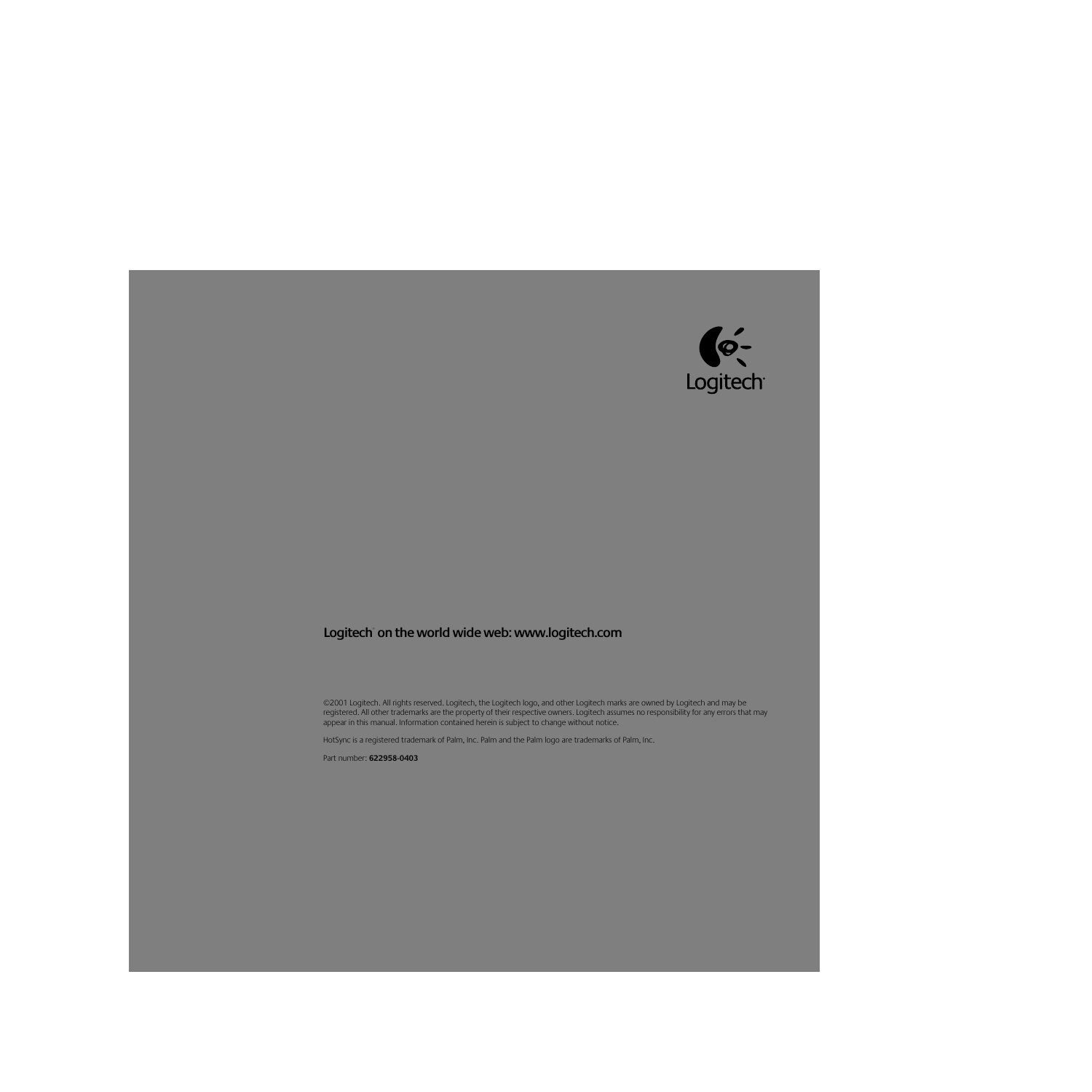Logitech

**Logitech® on the world wide web: www.logitech.com**

©2001 Logitech. All rights reserved. Logitech, the Logitech logo, and other Logitech marks are owned by Logitech and may be registered. All other trademarks are the property of their respective owners. Logitech assumes no responsibility for any errors that may appear in this manual. Information contained herein is subject to change without notice.

HotSync is a registered trademark of Palm, Inc. Palm and the Palm logo are trademarks of Palm, Inc.

Part number: **622958-0403**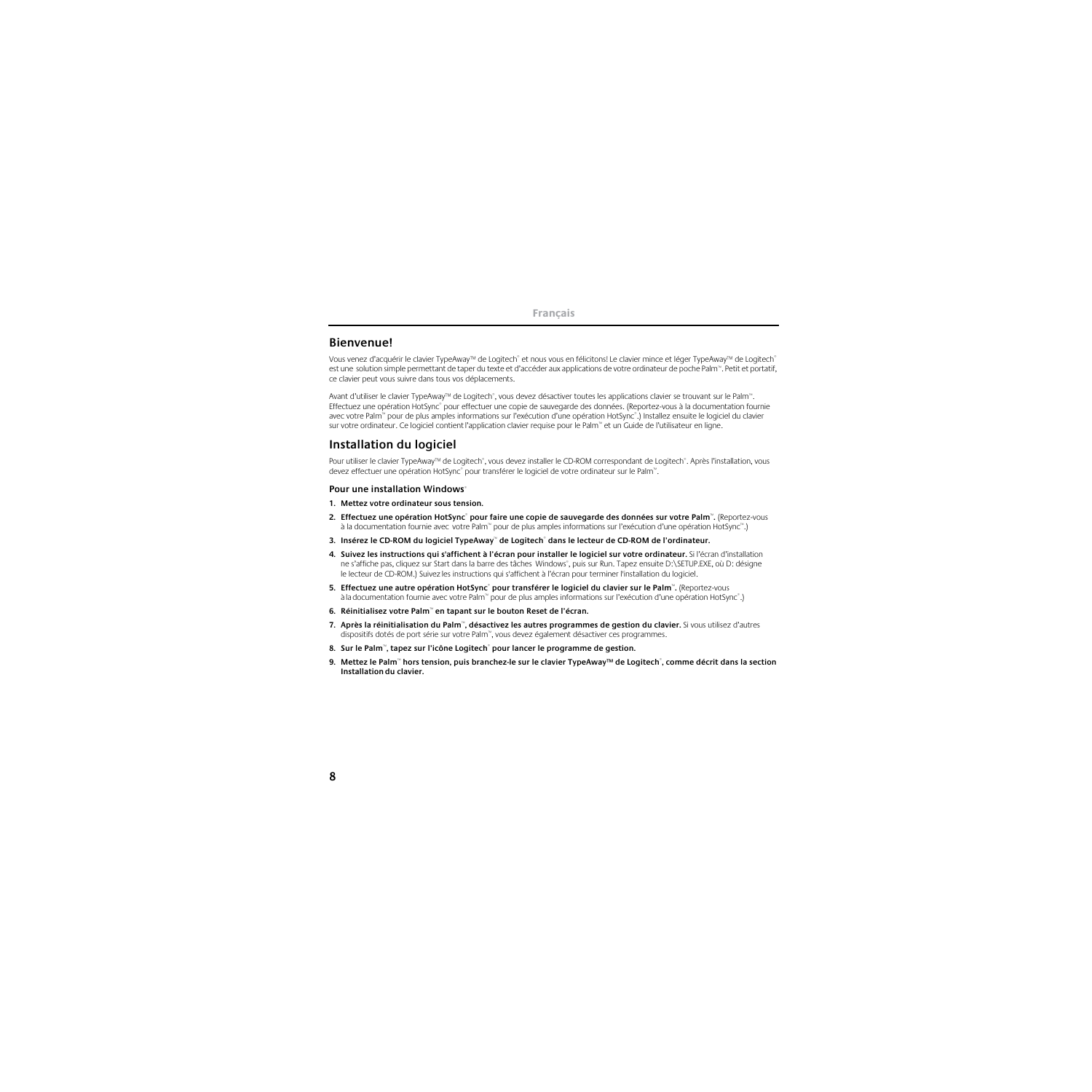## Bienvenue!

Vous venez d'acquérir le clavier TypeAway™ de Logitech® et nous vous en félicitons! Le clavier mince et léger TypeAway™ de Logitech® est une solution simple permettant de taper du texte et d'accéder aux applications de votre ordinateur de poche Palm™. Petit et portatif, ce clavier peut vous suivre dans tous vos déplacements.

Avant d'utiliser le clavier TypeAway™ de Logitech®, vous devez désactiver toutes les applications clavier se trouvant sur le Palm™. Effectuez une opération HotSync® pour effectuer une copie de sauvegarde des données. (Reportez-vous à la documentation fournie avec votre Palm™ pour de plus amples informations sur l'exécution d'une opération HotSync®.) Installez ensuite le logiciel du clavier sur votre ordinateur. Ce logiciel contient l'application clavier requise pour le Palm™ et un Guide de l'utilisateur en ligne.

## Installation du logiciel

Pour utiliser le clavier TypeAway™ de Logitech®, vous devez installer le CD-ROM correspondant de Logitech®. Après l'installation, vous devez effectuer une opération HotSync® pour transférer le logiciel de votre ordinateur sur le Palm™.

### Pour une installation Windows®

1. **Mettez votre ordinateur sous tension.**
2. **Effectuez une opération HotSync® pour faire une copie de sauvegarde des données sur votre Palm™.** (Reportez-vous à la documentation fournie avec votre Palm™ pour de plus amples informations sur l'exécution d'une opération HotSync™.)
3. **Insérez le CD-ROM du logiciel TypeAway™ de Logitech® dans le lecteur de CD-ROM de l'ordinateur.**
4. **Suivez les instructions qui s'affichent à l'écran pour installer le logiciel sur votre ordinateur.** Si l'écran d'installation ne s'affiche pas, cliquez sur Start dans la barre des tâches Windows®, puis sur Run. Tapez ensuite D:\SETUP.EXE, où D: désigne le lecteur de CD-ROM.) Suivez les instructions qui s'affichent à l'écran pour terminer l'installation du logiciel.
5. **Effectuez une autre opération HotSync® pour transférer le logiciel du clavier sur le Palm™.** (Reportez-vous à la documentation fournie avec votre Palm™ pour de plus amples informations sur l'exécution d'une opération HotSync®.)
6. **Réinitialisez votre Palm™ en tapant sur le bouton Reset de l'écran.**
7. **Après la réinitialisation du Palm™, désactivez les autres programmes de gestion du clavier.** Si vous utilisez d'autres dispositifs dotés de port série sur votre Palm™, vous devez également désactiver ces programmes.
8. **Sur le Palm™, tapez sur l'icône Logitech® pour lancer le programme de gestion.**
9. **Mettez le Palm™ hors tension, puis branchez-le sur le clavier TypeAway™ de Logitech®, comme décrit dans la section Installation du clavier.**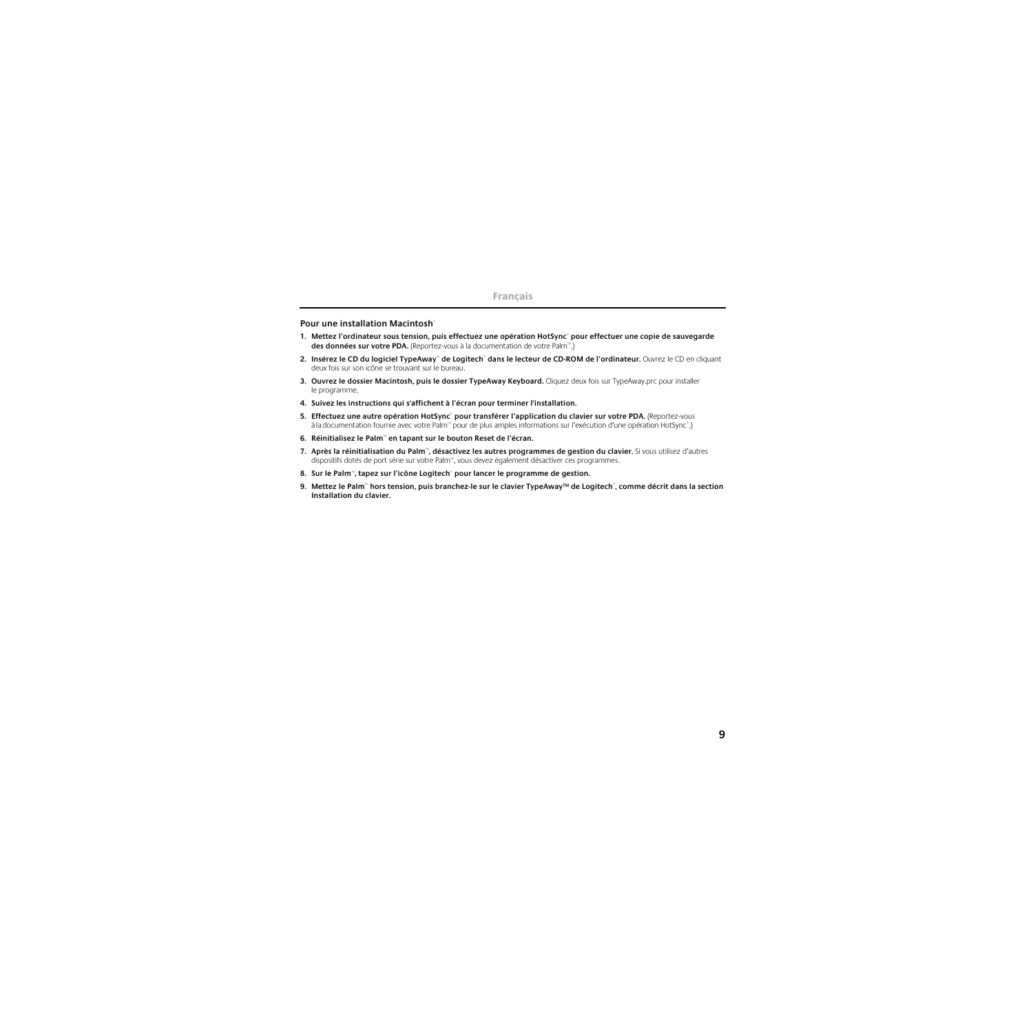## Français

### Pour une installation Macintosh®

1. **Mettez l'ordinateur sous tension, puis effectuez une opération HotSync® pour effectuer une copie de sauvegarde des données sur votre PDA.** (Reportez-vous à la documentation de votre Palm™.)
2. **Insérez le CD du logiciel TypeAway™ de Logitech® dans le lecteur de CD-ROM de l'ordinateur.** Ouvrez le CD en cliquant deux fois sur son icône se trouvant sur le bureau.
3. **Ouvrez le dossier Macintosh, puis le dossier TypeAway Keyboard.** Cliquez deux fois sur TypeAway.prc pour installer le programme.
4. **Suivez les instructions qui s'affichent à l'écran pour terminer l'installation.**
5. **Effectuez une autre opération HotSync® pour transférer l'application du clavier sur votre PDA.** (Reportez-vous à la documentation fournie avec votre Palm™ pour de plus amples informations sur l'exécution d'une opération HotSync®.)
6. **Réinitialisez le Palm™ en tapant sur le bouton Reset de l'écran.**
7. **Après la réinitialisation du Palm™, désactivez les autres programmes de gestion du clavier.** Si vous utilisez d'autres dispositifs dotés de port série sur votre Palm™, vous devez également désactiver ces programmes.
8. **Sur le Palm™, tapez sur l'icône Logitech® pour lancer le programme de gestion.**
9. **Mettez le Palm™ hors tension, puis branchez-le sur le clavier TypeAway™ de Logitech®, comme décrit dans la section Installation du clavier.**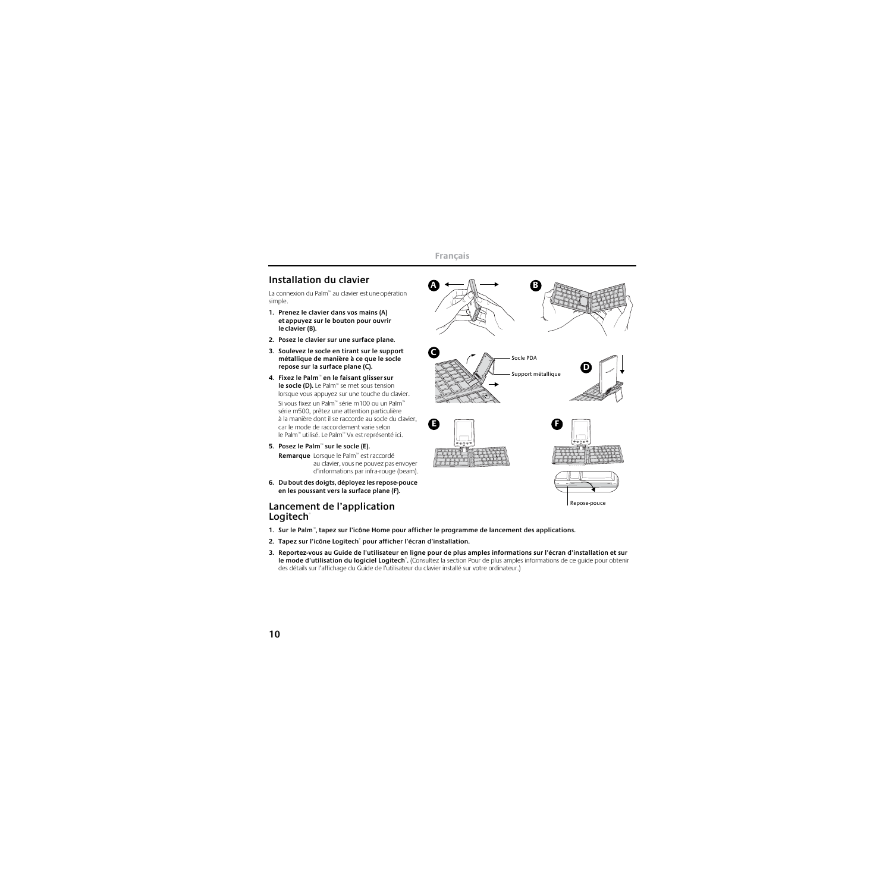## Installation du clavier

La connexion du Palm™ au clavier est une opération simple.

1. **Prenez le clavier dans vos mains (A) et appuyez sur le bouton pour ouvrir le clavier (B).**
2. **Posez le clavier sur une surface plane.**
3. **Soulevez le socle en tirant sur le support métallique de manière à ce que le socle repose sur la surface plane (C).**
4. **Fixez le Palm™ en le faisant glisser sur le socle (D).** Le Palm™ se met sous tension lorsque vous appuyez sur une touche du clavier. Si vous fixez un Palm™ série m100 ou un Palm™ série m500, prêtez une attention particulière à la manière dont il se raccorde au socle du clavier, car le mode de raccordement varie selon le Palm™ utilisé. Le Palm™ Vx est représenté ici.
5. **Posez le Palm™ sur le socle (E).**

   **Remarque** Lorsque le Palm™ est raccordé au clavier, vous ne pouvez pas envoyer d'informations par infra-rouge (beam).
6. **Du bout des doigts, déployez les repose-pouce en les poussant vers la surface plane (F).**

Socle PDA

Support métallique

Repose-pouce

## Lancement de l'application Logitech®

1. **Sur le Palm™, tapez sur l'icône Home pour afficher le programme de lancement des applications.**
2. **Tapez sur l'icône Logitech® pour afficher l'écran d'installation.**
3. **Reportez-vous au Guide de l'utilisateur en ligne pour de plus amples informations sur l'écran d'installation et sur le mode d'utilisation du logiciel Logitech®.** (Consultez la section Pour de plus amples informations de ce guide pour obtenir des détails sur l'affichage du Guide de l'utilisateur du clavier installé sur votre ordinateur.)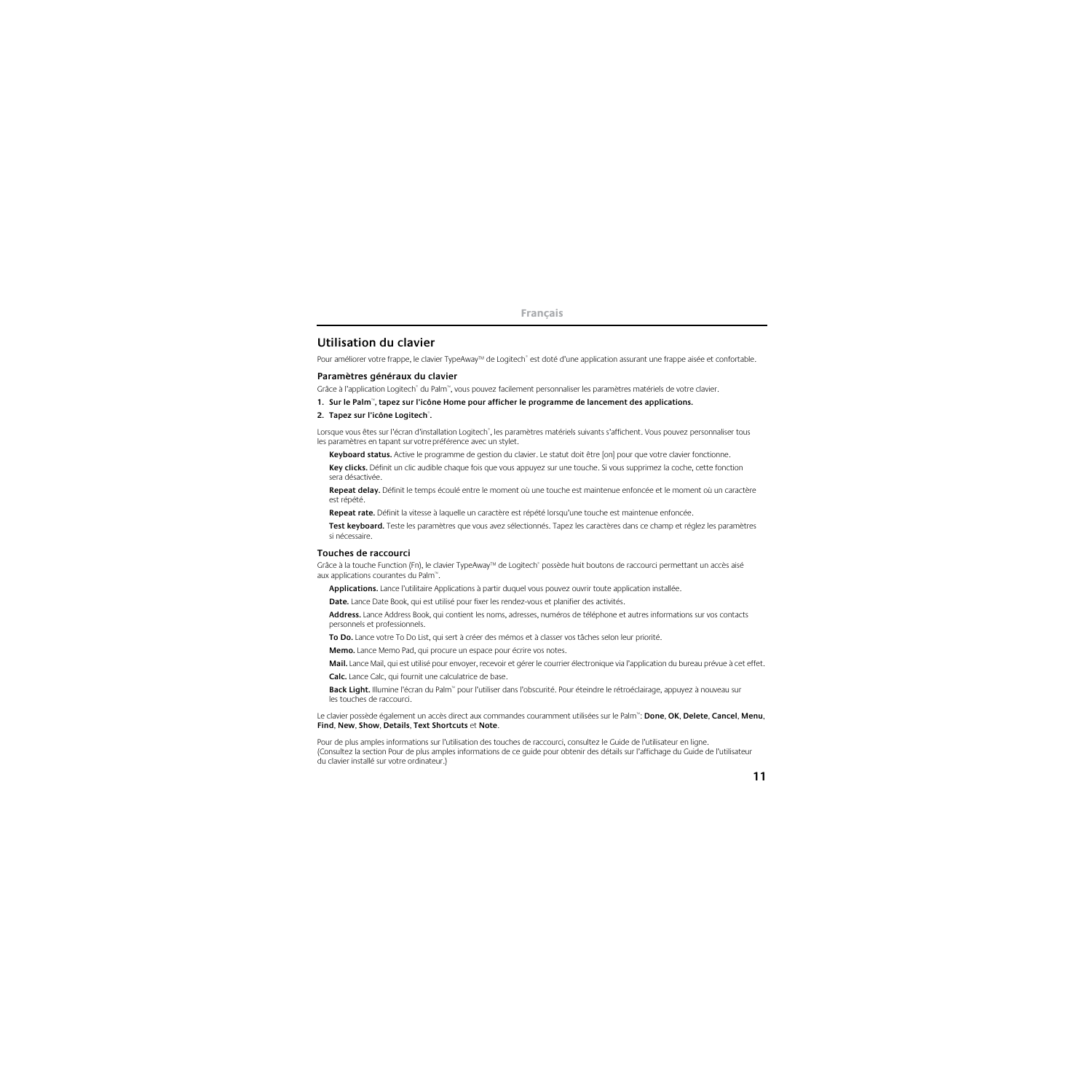## Utilisation du clavier

Pour améliorer votre frappe, le clavier TypeAway™ de Logitech® est doté d'une application assurant une frappe aisée et confortable.

### Paramètres généraux du clavier

Grâce à l'application Logitech® du Palm™, vous pouvez facilement personnaliser les paramètres matériels de votre clavier.

**1. Sur le Palm™, tapez sur l'icône Home pour afficher le programme de lancement des applications.**

**2. Tapez sur l'icône Logitech®.**

Lorsque vous êtes sur l'écran d'installation Logitech®, les paramètres matériels suivants s'affichent. Vous pouvez personnaliser tous les paramètres en tapant sur votre préférence avec un stylet.

**Keyboard status.** Active le programme de gestion du clavier. Le statut doit être [on] pour que votre clavier fonctionne.

**Key clicks.** Définit un clic audible chaque fois que vous appuyez sur une touche. Si vous supprimez la coche, cette fonction sera désactivée.

**Repeat delay.** Définit le temps écoulé entre le moment où une touche est maintenue enfoncée et le moment où un caractère est répété.

**Repeat rate.** Définit la vitesse à laquelle un caractère est répété lorsqu'une touche est maintenue enfoncée.

**Test keyboard.** Teste les paramètres que vous avez sélectionnés. Tapez les caractères dans ce champ et réglez les paramètres si nécessaire.

### Touches de raccourci

Grâce à la touche Function (Fn), le clavier TypeAway™ de Logitech® possède huit boutons de raccourci permettant un accès aisé aux applications courantes du Palm™.

**Applications.** Lance l'utilitaire Applications à partir duquel vous pouvez ouvrir toute application installée.

**Date.** Lance Date Book, qui est utilisé pour fixer les rendez-vous et planifier des activités.

**Address.** Lance Address Book, qui contient les noms, adresses, numéros de téléphone et autres informations sur vos contacts personnels et professionnels.

**To Do.** Lance votre To Do List, qui sert à créer des mémos et à classer vos tâches selon leur priorité.

**Memo.** Lance Memo Pad, qui procure un espace pour écrire vos notes.

**Mail.** Lance Mail, qui est utilisé pour envoyer, recevoir et gérer le courrier électronique via l'application du bureau prévue à cet effet.

**Calc.** Lance Calc, qui fournit une calculatrice de base.

**Back Light.** Illumine l'écran du Palm™ pour l'utiliser dans l'obscurité. Pour éteindre le rétroéclairage, appuyez à nouveau sur les touches de raccourci.

Le clavier possède également un accès direct aux commandes couramment utilisées sur le Palm™: **Done**, **OK**, **Delete**, **Cancel**, **Menu**, **Find**, **New**, **Show**, **Details**, **Text Shortcuts** et **Note**.

Pour de plus amples informations sur l'utilisation des touches de raccourci, consultez le Guide de l'utilisateur en ligne. (Consultez la section Pour de plus amples informations de ce guide pour obtenir des détails sur l'affichage du Guide de l'utilisateur du clavier installé sur votre ordinateur.)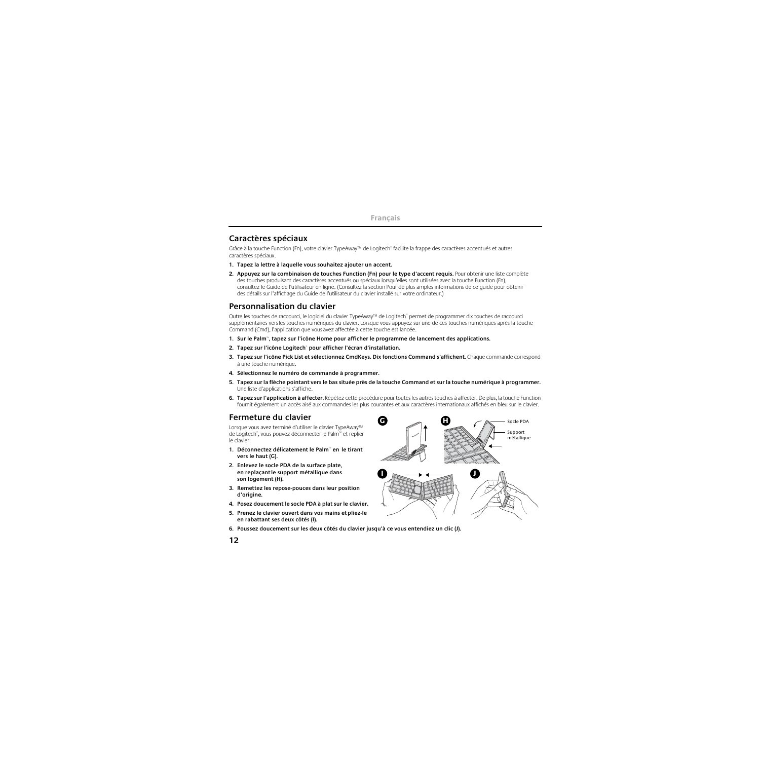## Caractères spéciaux

Grâce à la touche Function (Fn), votre clavier TypeAway™ de Logitech® facilite la frappe des caractères accentués et autres caractères spéciaux.

1. **Tapez la lettre à laquelle vous souhaitez ajouter un accent.**
2. **Appuyez sur la combinaison de touches Function (Fn) pour le type d'accent requis.** Pour obtenir une liste complète des touches produisant des caractères accentués ou spéciaux lorsqu'elles sont utilisées avec la touche Function (Fn), consultez le Guide de l'utilisateur en ligne. (Consultez la section Pour de plus amples informations de ce guide pour obtenir des détails sur l'affichage du Guide de l'utilisateur du clavier installé sur votre ordinateur.)

## Personnalisation du clavier

Outre les touches de raccourci, le logiciel du clavier TypeAway™ de Logitech® permet de programmer dix touches de raccourci supplémentaires vers les touches numériques du clavier. Lorsque vous appuyez sur une de ces touches numériques après la touche Command (Cmd), l'application que vous avez affectée à cette touche est lancée.

1. **Sur le Palm™, tapez sur l'icône Home pour afficher le programme de lancement des applications.**
2. **Tapez sur l'icône Logitech® pour afficher l'écran d'installation.**
3. **Tapez sur l'icône Pick List et sélectionnez CmdKeys. Dix fonctions Command s'affichent.** Chaque commande correspond à une touche numérique.
4. **Sélectionnez le numéro de commande à programmer.**
5. **Tapez sur la flèche pointant vers le bas située près de la touche Command et sur la touche numérique à programmer.** Une liste d'applications s'affiche.
6. **Tapez sur l'application à affecter.** Répétez cette procédure pour toutes les autres touches à affecter. De plus, la touche Function fournit également un accès aisé aux commandes les plus courantes et aux caractères internationaux affichés en bleu sur le clavier.

## Fermeture du clavier

Lorsque vous avez terminé d'utiliser le clavier TypeAway™ de Logitech®, vous pouvez déconnecter le Palm™ et replier le clavier.

1. **Déconnectez délicatement le Palm™ en le tirant vers le haut (G).**
2. **Enlevez le socle PDA de la surface plate, en replaçant le support métallique dans son logement (H).**
3. **Remettez les repose-pouces dans leur position d'origine.**
4. **Posez doucement le socle PDA à plat sur le clavier.**
5. **Prenez le clavier ouvert dans vos mains et pliez-le en rabattant ses deux côtés (I).**
6. **Poussez doucement sur les deux côtés du clavier jusqu'à ce vous entendiez un clic (J).**

G H I J

Socle PDA

Support métallique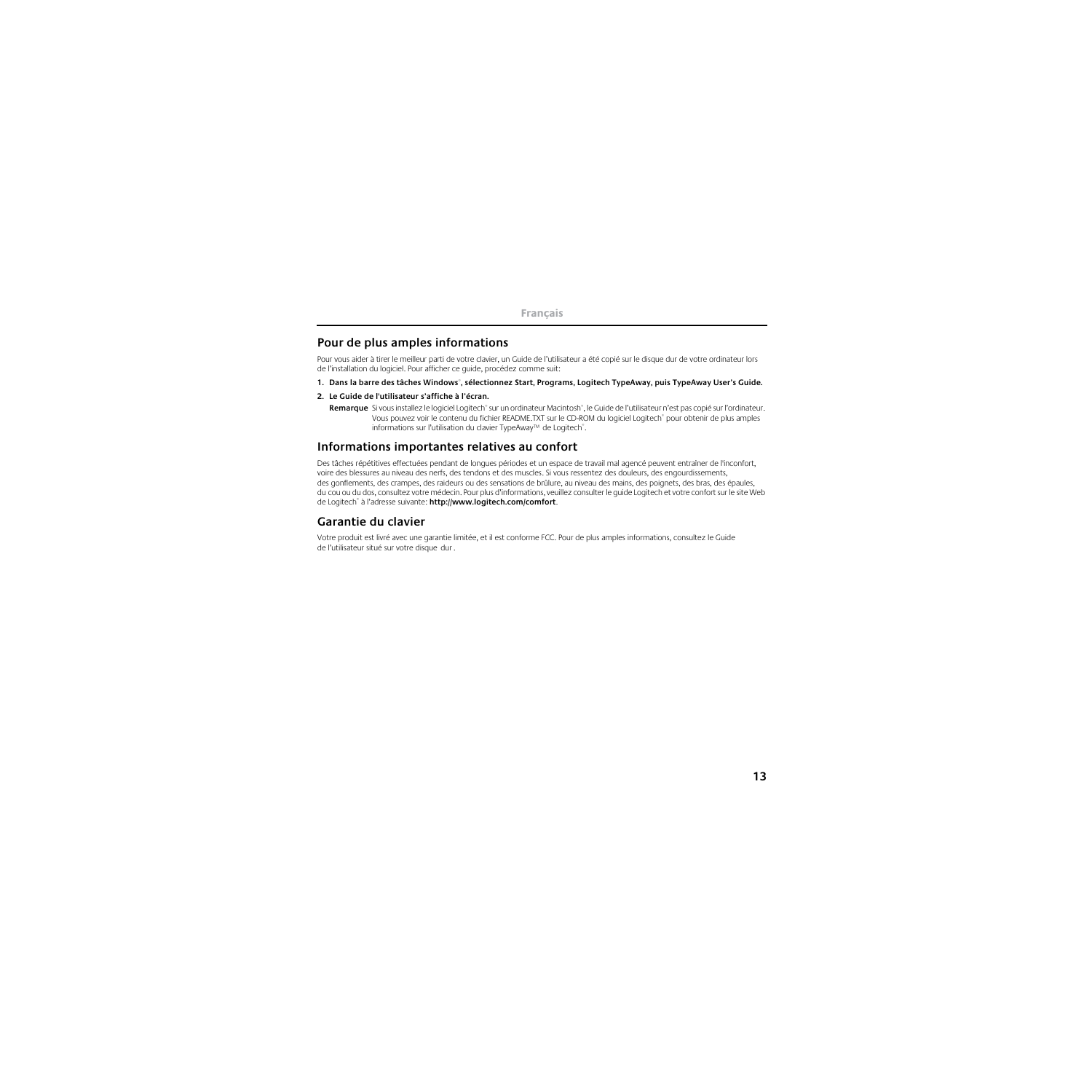## Pour de plus amples informations

Pour vous aider à tirer le meilleur parti de votre clavier, un Guide de l'utilisateur a été copié sur le disque dur de votre ordinateur lors de l'installation du logiciel. Pour afficher ce guide, procédez comme suit:

1. **Dans la barre des tâches Windows®, sélectionnez Start, Programs, Logitech TypeAway, puis TypeAway User's Guide.**
2. **Le Guide de l'utilisateur s'affiche à l'écran.**

**Remarque** Si vous installez le logiciel Logitech® sur un ordinateur Macintosh®, le Guide de l'utilisateur n'est pas copié sur l'ordinateur. Vous pouvez voir le contenu du fichier README.TXT sur le CD-ROM du logiciel Logitech® pour obtenir de plus amples informations sur l'utilisation du clavier TypeAway™ de Logitech®.

## Informations importantes relatives au confort

Des tâches répétitives effectuées pendant de longues périodes et un espace de travail mal agencé peuvent entraîner de l'inconfort, voire des blessures au niveau des nerfs, des tendons et des muscles. Si vous ressentez des douleurs, des engourdissements, des gonflements, des crampes, des raideurs ou des sensations de brûlure, au niveau des mains, des poignets, des bras, des épaules, du cou ou du dos, consultez votre médecin. Pour plus d'informations, veuillez consulter le guide Logitech et votre confort sur le site Web de Logitech® à l'adresse suivante: **http://www.logitech.com/comfort**.

## Garantie du clavier

Votre produit est livré avec une garantie limitée, et il est conforme FCC. Pour de plus amples informations, consultez le Guide de l'utilisateur situé sur votre disque dur.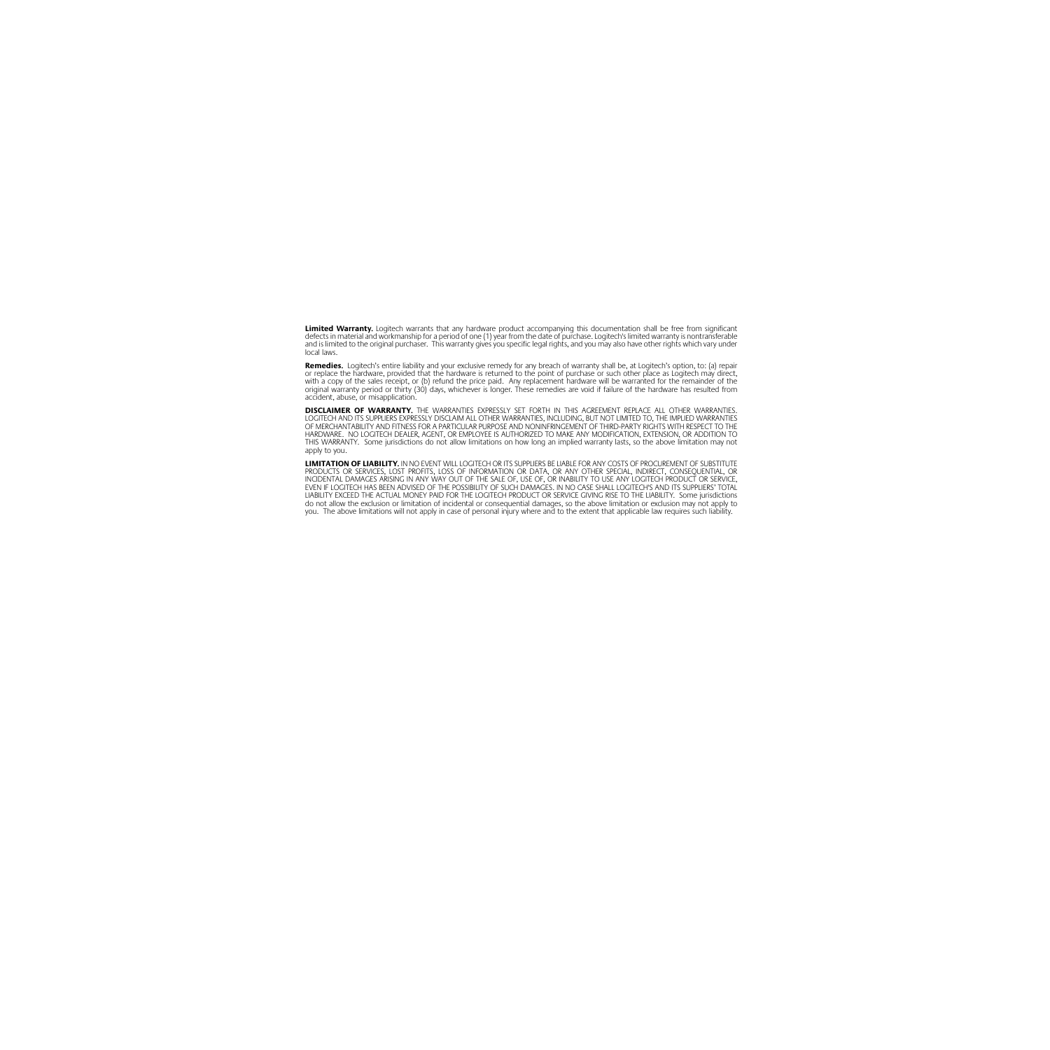**Limited Warranty.** Logitech warrants that any hardware product accompanying this documentation shall be free from significant defects in material and workmanship for a period of one (1) year from the date of purchase. Logitech's limited warranty is nontransferable and is limited to the original purchaser. This warranty gives you specific legal rights, and you may also have other rights which vary under local laws.

**Remedies.** Logitech's entire liability and your exclusive remedy for any breach of warranty shall be, at Logitech's option, to: (a) repair or replace the hardware, provided that the hardware is returned to the point of purchase or such other place as Logitech may direct, with a copy of the sales receipt, or (b) refund the price paid. Any replacement hardware will be warranted for the remainder of the original warranty period or thirty (30) days, whichever is longer. These remedies are void if failure of the hardware has resulted from accident, abuse, or misapplication.

**DISCLAIMER OF WARRANTY.** THE WARRANTIES EXPRESSLY SET FORTH IN THIS AGREEMENT REPLACE ALL OTHER WARRANTIES. LOGITECH AND ITS SUPPLIERS EXPRESSLY DISCLAIM ALL OTHER WARRANTIES, INCLUDING, BUT NOT LIMITED TO, THE IMPLIED WARRANTIES OF MERCHANTABILITY AND FITNESS FOR A PARTICULAR PURPOSE AND NONINFRINGEMENT OF THIRD-PARTY RIGHTS WITH RESPECT TO THE HARDWARE. NO LOGITECH DEALER, AGENT, OR EMPLOYEE IS AUTHORIZED TO MAKE ANY MODIFICATION, EXTENSION, OR ADDITION TO THIS WARRANTY. Some jurisdictions do not allow limitations on how long an implied warranty lasts, so the above limitation may not apply to you.

**LIMITATION OF LIABILITY.** IN NO EVENT WILL LOGITECH OR ITS SUPPLIERS BE LIABLE FOR ANY COSTS OF PROCUREMENT OF SUBSTITUTE PRODUCTS OR SERVICES, LOST PROFITS, LOSS OF INFORMATION OR DATA, OR ANY OTHER SPECIAL, INDIRECT, CONSEQUENTIAL, OR INCIDENTAL DAMAGES ARISING IN ANY WAY OUT OF THE SALE OF, USE OF, OR INABILITY TO USE ANY LOGITECH PRODUCT OR SERVICE, EVEN IF LOGITECH HAS BEEN ADVISED OF THE POSSIBILITY OF SUCH DAMAGES. IN NO CASE SHALL LOGITECH'S AND ITS SUPPLIERS' TOTAL LIABILITY EXCEED THE ACTUAL MONEY PAID FOR THE LOGITECH PRODUCT OR SERVICE GIVING RISE TO THE LIABILITY. Some jurisdictions do not allow the exclusion or limitation of incidental or consequential damages, so the above limitation or exclusion may not apply to you. The above limitations will not apply in case of personal injury where and to the extent that applicable law requires such liability.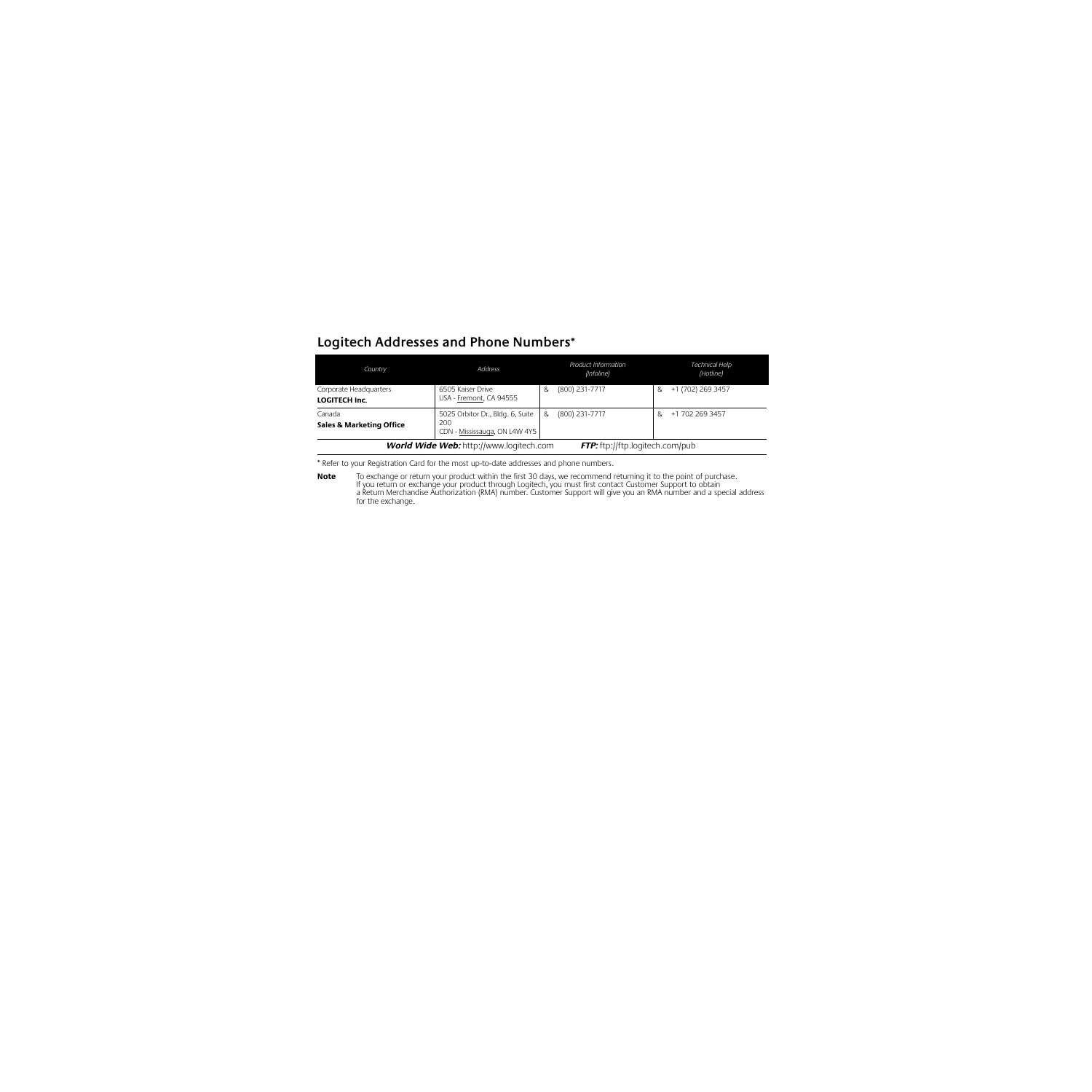## Logitech Addresses and Phone Numbers*

| Country | Address | Product Information (Infoline) | Technical Help (Hotline) |
|---|---|---|---|
| Corporate Headquarters **LOGITECH Inc.** | 6505 Kaiser Drive USA - Fremont, CA 94555 | & (800) 231-7717 | & +1 (702) 269 3457 |
| Canada **Sales & Marketing Office** | 5025 Orbitor Dr., Bldg. 6, Suite 200 CDN - Mississauga, ON L4W 4Y5 | & (800) 231-7717 | & +1 702 269 3457 |

***World Wide Web:*** http://www.logitech.com ***FTP:*** ftp://ftp.logitech.com/pub

* Refer to your Registration Card for the most up-to-date addresses and phone numbers.

**Note** To exchange or return your product within the first 30 days, we recommend returning it to the point of purchase. If you return or exchange your product through Logitech, you must first contact Customer Support to obtain a Return Merchandise Authorization (RMA) number. Customer Support will give you an RMA number and a special address for the exchange.